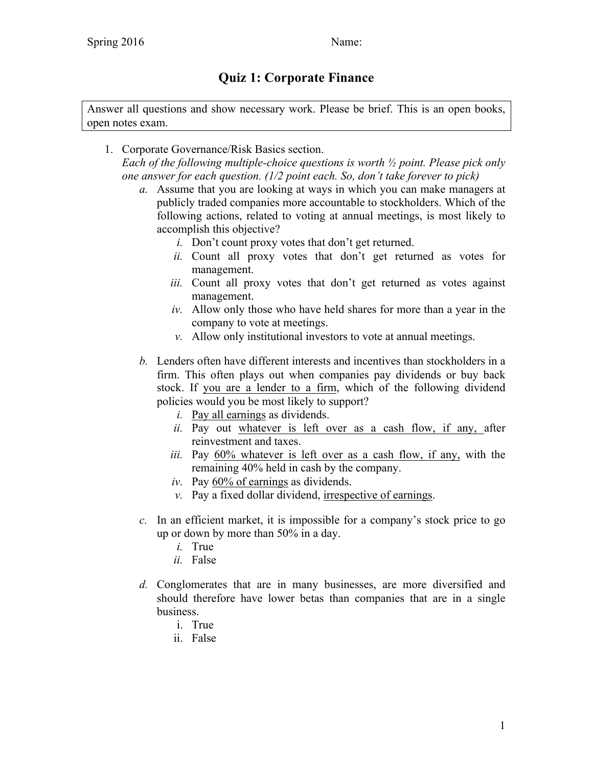Spring 2016 Name:

# Quiz 1: Corporate Finance

Answer all questions and show necessary work. Please be brief. This is an open books, open notes exam.

1. Corporate Governance/Risk Basics section.
   *Each of the following multiple-choice questions is worth ½ point. Please pick only one answer for each question. (1/2 point each. So, don't take forever to pick)*

   *a.* Assume that you are looking at ways in which you can make managers at publicly traded companies more accountable to stockholders. Which of the following actions, related to voting at annual meetings, is most likely to accomplish this objective?
      - *i.* Don't count proxy votes that don't get returned.
      - *ii.* Count all proxy votes that don't get returned as votes for management.
      - *iii.* Count all proxy votes that don't get returned as votes against management.
      - *iv.* Allow only those who have held shares for more than a year in the company to vote at meetings.
      - *v.* Allow only institutional investors to vote at annual meetings.

   *b.* Lenders often have different interests and incentives than stockholders in a firm. This often plays out when companies pay dividends or buy back stock. If <u>you are a lender to a firm</u>, which of the following dividend policies would you be most likely to support?
      - *i.* <u>Pay all earnings</u> as dividends.
      - *ii.* Pay out <u>whatever is left over as a cash flow, if any,</u> after reinvestment and taxes.
      - *iii.* Pay <u>60% whatever is left over as a cash flow, if any,</u> with the remaining 40% held in cash by the company.
      - *iv.* Pay <u>60% of earnings</u> as dividends.
      - *v.* Pay a fixed dollar dividend, <u>irrespective of earnings</u>.

   *c.* In an efficient market, it is impossible for a company's stock price to go up or down by more than 50% in a day.
      - *i.* True
      - *ii.* False

   *d.* Conglomerates that are in many businesses, are more diversified and should therefore have lower betas than companies that are in a single business.
      - i. True
      - ii. False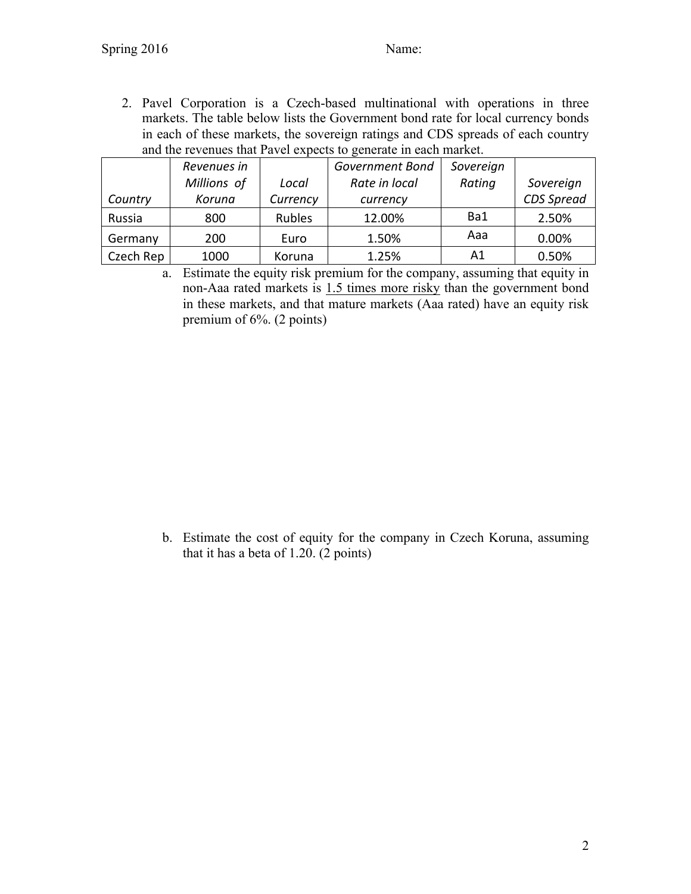2. Pavel Corporation is a Czech-based multinational with operations in three markets. The table below lists the Government bond rate for local currency bonds in each of these markets, the sovereign ratings and CDS spreads of each country and the revenues that Pavel expects to generate in each market.

| *Country* | *Revenues in Millions of Koruna* | *Local Currency* | *Government Bond Rate in local currency* | *Sovereign Rating* | *Sovereign CDS Spread* |
|---|---|---|---|---|---|
| Russia | 800 | Rubles | 12.00% | Ba1 | 2.50% |
| Germany | 200 | Euro | 1.50% | Aaa | 0.00% |
| Czech Rep | 1000 | Koruna | 1.25% | A1 | 0.50% |

a. Estimate the equity risk premium for the company, assuming that equity in non-Aaa rated markets is <u>1.5 times more risky</u> than the government bond in these markets, and that mature markets (Aaa rated) have an equity risk premium of 6%. (2 points)

b. Estimate the cost of equity for the company in Czech Koruna, assuming that it has a beta of 1.20. (2 points)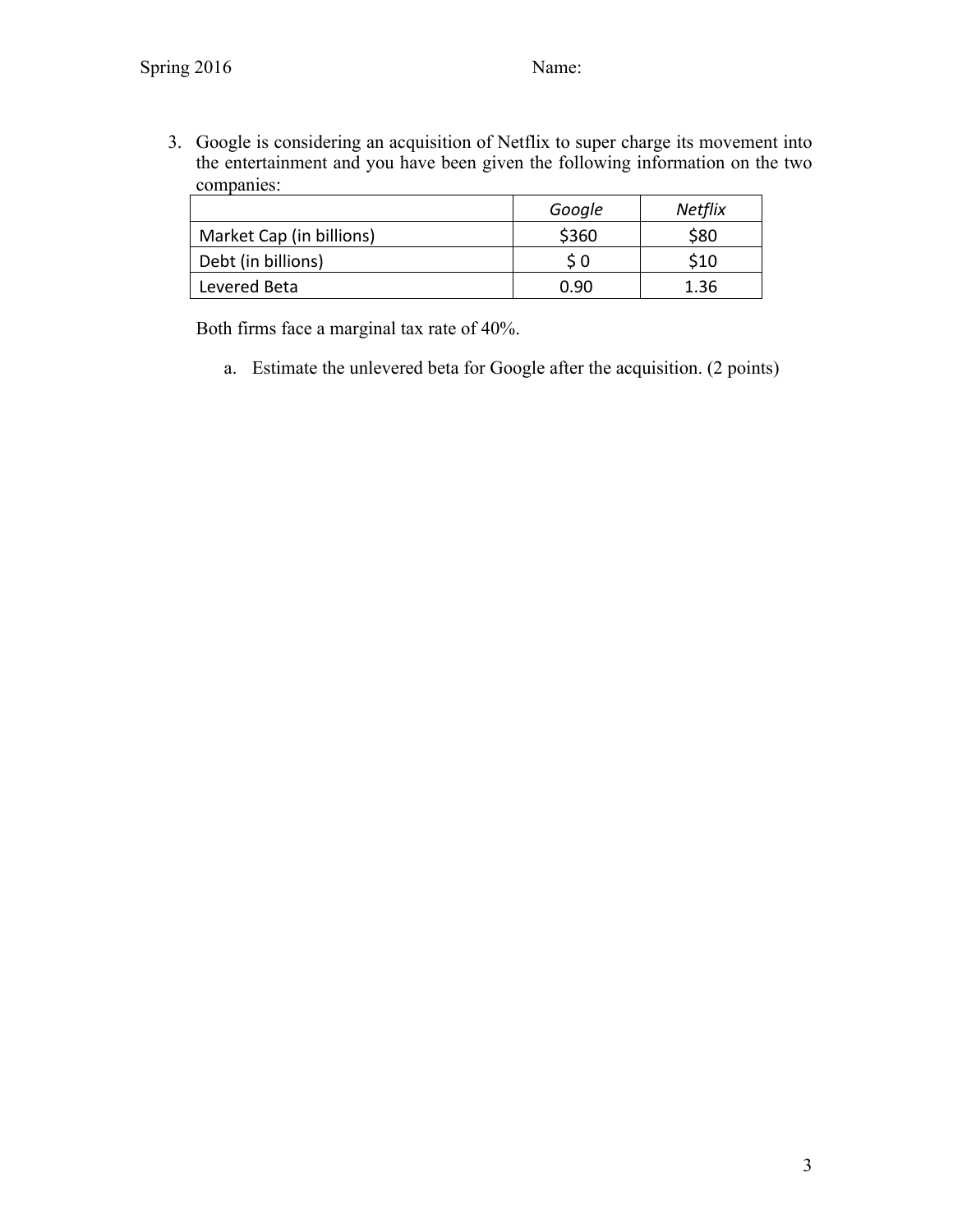3. Google is considering an acquisition of Netflix to super charge its movement into the entertainment and you have been given the following information on the two companies:

| | *Google* | *Netflix* |
|---|---|---|
| Market Cap (in billions) | $360 | $80 |
| Debt (in billions) | $ 0 | $10 |
| Levered Beta | 0.90 | 1.36 |

Both firms face a marginal tax rate of 40%.

a. Estimate the unlevered beta for Google after the acquisition. (2 points)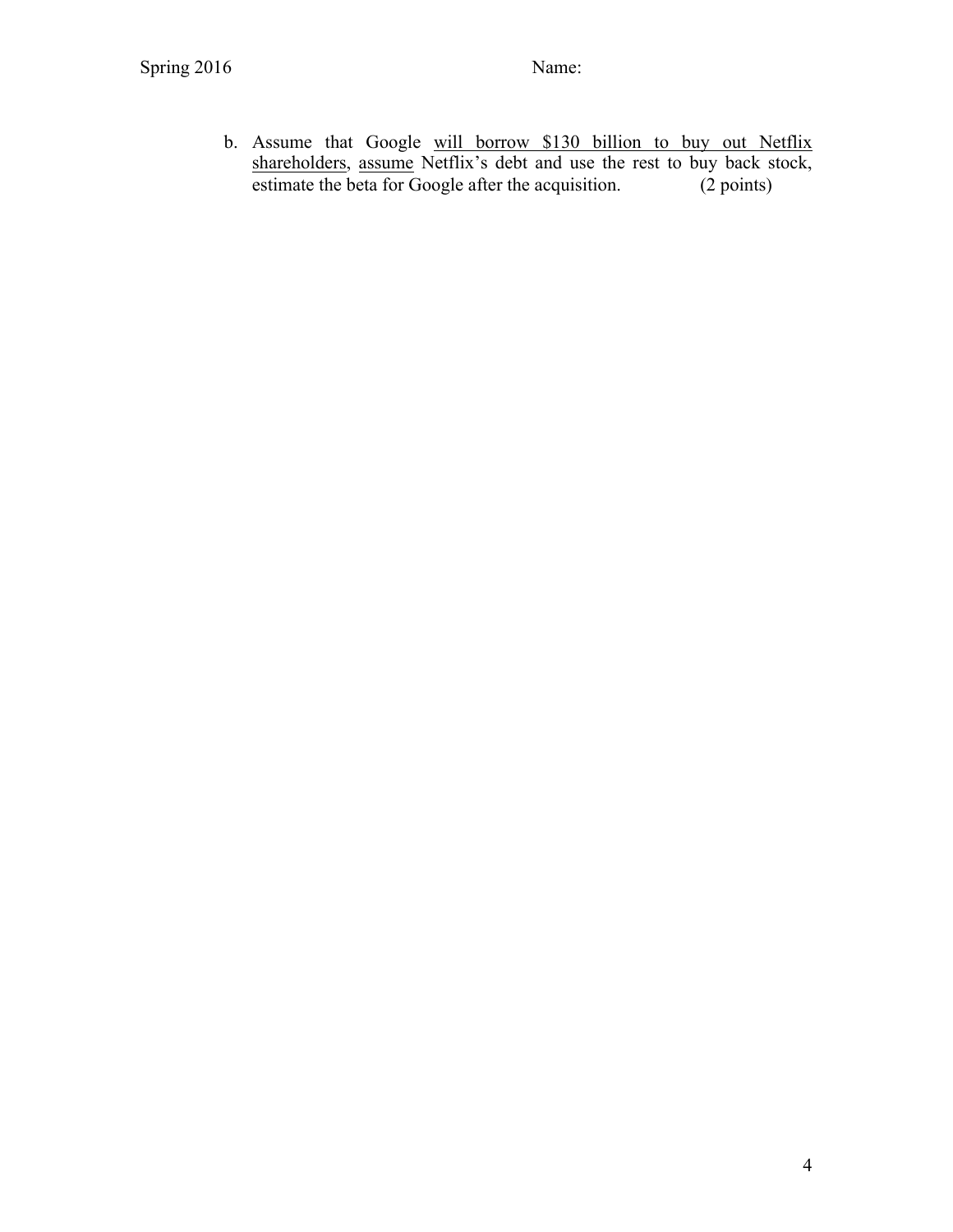b. Assume that Google <u>will borrow \$130 billion to buy out Netflix shareholders</u>, <u>assume</u> Netflix's debt and use the rest to buy back stock, estimate the beta for Google after the acquisition. (2 points)